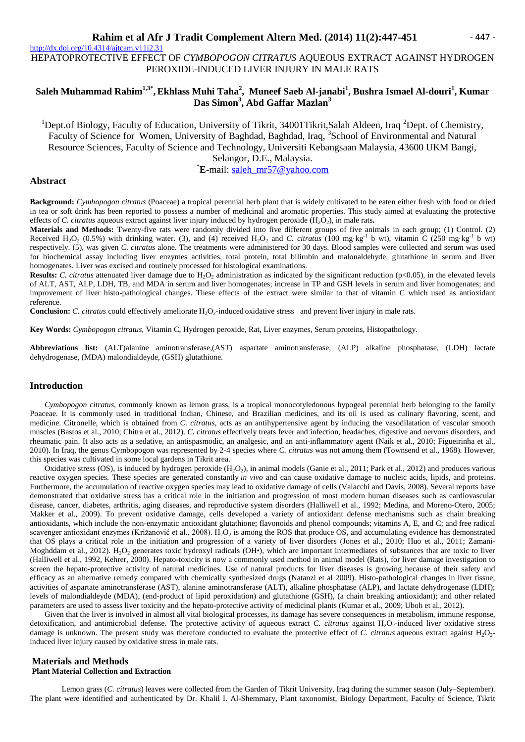http://dx.doi.org/10.4314/ajtcam.v11i2.31

# HEPATOPROTECTIVE EFFECT OF *CYMBOPOGON CITRATUS* AQUEOUS EXTRACT AGAINST HYDROGEN PEROXIDE-INDUCED LIVER INJURY IN MALE RATS

**Saleh Muhammad Rahim[1,3*], Ekhlass Muhi Taha[2], Muneef Saeb Al-janabi[1], Bushra Ismael Al-douri[1], Kumar Das Simon[3], Abd Gaffar Mazlan[3]**

[1]Dept.of Biology, Faculty of Education, University of Tikrit, 34001Tikrit,Salah Aldeen, Iraq [2]Dept. of Chemistry, Faculty of Science for Women, University of Baghdad, Baghdad, Iraq, [3]School of Environmental and Natural Resource Sciences, Faculty of Science and Technology, Universiti Kebangsaan Malaysia, 43600 UKM Bangi, Selangor, D.E., Malaysia.

[*]**E**-mail: saleh_mr57@yahoo.com

## Abstract

**Background:** *Cymbopogon citratus* (Poaceae) a tropical perennial herb plant that is widely cultivated to be eaten either fresh with food or dried in tea or soft drink has been reported to possess a number of medicinal and aromatic properties. This study aimed at evaluating the protective effects of *C. citratus* aqueous extract against liver injury induced by hydrogen peroxide ($H_2O_2$), in male rats**.**

**Materials and Methods:** Twenty-five rats were randomly divided into five different groups of five animals in each group; (1) Control. (2) Received $H_2O_2$ (0.5%) with drinking water. (3), and (4) received $H_2O_2$ and *C. citratus* (100 mg·kg$^{-1}$ b wt), vitamin C (250 mg·kg$^{-1}$ b wt) respectively. (5), was given *C. citratus* alone. The treatments were administered for 30 days. Blood samples were collected and serum was used for biochemical assay including liver enzymes activities, total protein, total bilirubin and malonaldehyde, glutathione in serum and liver homogenates. Liver was excised and routinely processed for histological examinations.

**Results:** *C. citratus* attenuated liver damage due to $H_2O_2$ administration as indicated by the significant reduction ($p<0.05$), in the elevated levels of ALT, AST, ALP, LDH, TB, and MDA in serum and liver homogenates; increase in TP and GSH levels in serum and liver homogenates; and improvement of liver histo-pathological changes. These effects of the extract were similar to that of vitamin C which used as antioxidant reference.

**Conclusion:** *C. citratus* could effectively ameliorate $H_2O_2$-induced oxidative stress and prevent liver injury in male rats.

**Key Words:** *Cymbopogon citratus*, Vitamin C, Hydrogen peroxide, Rat, Liver enzymes, Serum proteins, Histopathology.

**Abbreviations list:** (ALT)alanine aminotransferase,(AST) aspartate aminotransferase, (ALP) alkaline phosphatase, (LDH) lactate dehydrogenase, (MDA) malondialdeyde, (GSH) glutathione.

## Introduction

*Cymbopogon citratus*, commonly known as lemon grass, is a tropical monocotyledonous hypogeal perennial herb belonging to the family Poaceae. It is commonly used in traditional Indian, Chinese, and Brazilian medicines, and its oil is used as culinary flavoring, scent, and medicine. Citronelle, which is obtained from *C. citratus*, acts as an antihypertensive agent by inducing the vasodilatation of vascular smooth muscles (Bastos et al., 2010; Chitra et al., 2012). *C. citratus* effectively treats fever and infection, headaches, digestive and nervous disorders, and rheumatic pain. It also acts as a sedative, an antispasmodic, an analgesic, and an anti-inflammatory agent (Naik et al., 2010; Figueirinha et al., 2010). In Iraq, the genus Cymbopogon was represented by 2-4 species where *C. citratus* was not among them (Townsend et al., 1968). However, this species was cultivated in some local gardens in Tikrit area.

Oxidative stress (OS), is induced by hydrogen peroxide ($H_2O_2$), in animal models (Ganie et al., 2011; Park et al., 2012) and produces various reactive oxygen species. These species are generated constantly *in vivo* and can cause oxidative damage to nucleic acids, lipids, and proteins. Furthermore, the accumulation of reactive oxygen species may lead to oxidative damage of cells (Valacchi and Davis, 2008). Several reports have demonstrated that oxidative stress has a critical role in the initiation and progression of most modern human diseases such as cardiovascular disease, cancer, diabetes, arthritis, aging diseases, and reproductive system disorders (Halliwell et al., 1992; Medina, and Moreno-Otero, 2005; Makker et al., 2009). To prevent oxidative damage, cells developed a variety of antioxidant defense mechanisms such as chain breaking antioxidants, which include the non-enzymatic antioxidant glutathione; flavonoids and phenol compounds; vitamins A, E, and C; and free radical scavenger antioxidant enzymes (Križanović et al., 2008). $H_2O_2$ is among the ROS that produce OS, and accumulating evidence has demonstrated that OS plays a critical role in the initiation and progression of a variety of liver disorders (Jones et al., 2010; Huo et al., 2011; Zamani-Moghddam et al., 2012). $H_2O_2$ generates toxic hydroxyl radicals (OH•), which are important intermediates of substances that are toxic to liver (Halliwell et al., 1992, Kehrer, 2000). Hepato-toxicity is now a commonly used method in animal model (Rats), for liver damage investigation to screen the hepato-protective activity of natural medicines. Use of natural products for liver diseases is growing because of their safety and efficacy as an alternative remedy compared with chemically synthesized drugs (Natanzi et al 2009). Histo-pathological changes in liver tissue; activities of aspartate aminotransferase (AST), alanine aminotransferase (ALT), alkaline phosphatase (ALP), and lactate dehydrogenase (LDH); levels of malondialdeyde (MDA), (end-product of lipid peroxidation) and glutathione (GSH), (a chain breaking antioxidant); and other related parameters are used to assess liver toxicity and the hepato-protective activity of medicinal plants (Kumar et al., 2009; Uboh et al., 2012).

Given that the liver is involved in almost all vital biological processes, its damage has severe consequences in metabolism, immune response, detoxification, and antimicrobial defense. The protective activity of aqueous extract *C. citratus* against $H_2O_2$-induced liver oxidative stress damage is unknown. The present study was therefore conducted to evaluate the protective effect of *C. citratus* aqueous extract against $H_2O_2$-induced liver injury caused by oxidative stress in male rats.

## Materials and Methods

### Plant Material Collection and Extraction

Lemon grass (*C. citratus*) leaves were collected from the Garden of Tikrit University, Iraq during the summer season (July–September). The plant were identified and authenticated by Dr. Khalil I. Al-Shemmary, Plant taxonomist, Biology Department, Faculty of Science, Tikrit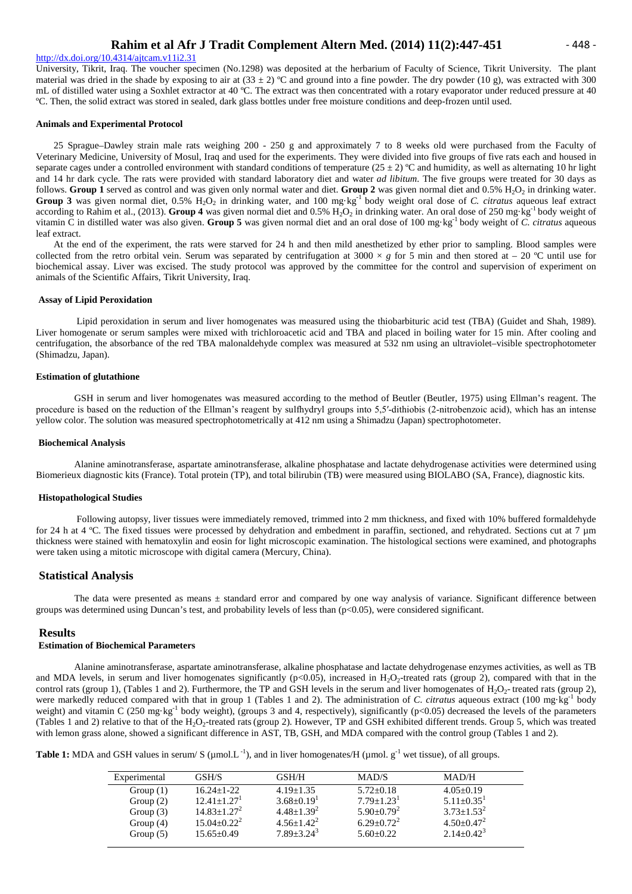University, Tikrit, Iraq. The voucher specimen (No.1298) was deposited at the herbarium of Faculty of Science, Tikrit University. The plant material was dried in the shade by exposing to air at (33 ± 2) ºC and ground into a fine powder. The dry powder (10 g), was extracted with 300 mL of distilled water using a Soxhlet extractor at 40 ºC. The extract was then concentrated with a rotary evaporator under reduced pressure at 40 ºC. Then, the solid extract was stored in sealed, dark glass bottles under free moisture conditions and deep-frozen until used.

#### Animals and Experimental Protocol

25 Sprague–Dawley strain male rats weighing 200 - 250 g and approximately 7 to 8 weeks old were purchased from the Faculty of Veterinary Medicine, University of Mosul, Iraq and used for the experiments. They were divided into five groups of five rats each and housed in separate cages under a controlled environment with standard conditions of temperature (25 ± 2) ºC and humidity, as well as alternating 10 hr light and 14 hr dark cycle. The rats were provided with standard laboratory diet and water *ad libitum*. The five groups were treated for 30 days as follows. **Group 1** served as control and was given only normal water and diet. **Group 2** was given normal diet and 0.5% $H_2O_2$ in drinking water. **Group 3** was given normal diet, 0.5% $H_2O_2$ in drinking water, and 100 mg·kg$^{-1}$ body weight oral dose of *C. citratus* aqueous leaf extract according to Rahim et al., (2013). **Group 4** was given normal diet and 0.5% $H_2O_2$ in drinking water. An oral dose of 250 mg·kg$^{-1}$ body weight of vitamin C in distilled water was also given. **Group 5** was given normal diet and an oral dose of 100 mg·kg$^{-1}$ body weight of *C. citratus* aqueous leaf extract.

At the end of the experiment, the rats were starved for 24 h and then mild anesthetized by ether prior to sampling. Blood samples were collected from the retro orbital vein. Serum was separated by centrifugation at 3000 × *g* for 5 min and then stored at – 20 ºC until use for biochemical assay. Liver was excised. The study protocol was approved by the committee for the control and supervision of experiment on animals of the Scientific Affairs, Tikrit University, Iraq.

#### Assay of Lipid Peroxidation

Lipid peroxidation in serum and liver homogenates was measured using the thiobarbituric acid test (TBA) (Guidet and Shah, 1989). Liver homogenate or serum samples were mixed with trichloroacetic acid and TBA and placed in boiling water for 15 min. After cooling and centrifugation, the absorbance of the red TBA malonaldehyde complex was measured at 532 nm using an ultraviolet–visible spectrophotometer (Shimadzu, Japan).

#### Estimation of glutathione

GSH in serum and liver homogenates was measured according to the method of Beutler (Beutler, 1975) using Ellman's reagent. The procedure is based on the reduction of the Ellman's reagent by sulfhydryl groups into 5,5′-dithiobis (2-nitrobenzoic acid), which has an intense yellow color. The solution was measured spectrophotometrically at 412 nm using a Shimadzu (Japan) spectrophotometer.

#### Biochemical Analysis

Alanine aminotransferase, aspartate aminotransferase, alkaline phosphatase and lactate dehydrogenase activities were determined using Biomerieux diagnostic kits (France). Total protein (TP), and total bilirubin (TB) were measured using BIOLABO (SA, France), diagnostic kits.

#### Histopathological Studies

Following autopsy, liver tissues were immediately removed, trimmed into 2 mm thickness, and fixed with 10% buffered formaldehyde for 24 h at 4 ºC. The fixed tissues were processed by dehydration and embedment in paraffin, sectioned, and rehydrated. Sections cut at 7 µm thickness were stained with hematoxylin and eosin for light microscopic examination. The histological sections were examined, and photographs were taken using a mitotic microscope with digital camera (Mercury, China).

## Statistical Analysis

The data were presented as means ± standard error and compared by one way analysis of variance. Significant difference between groups was determined using Duncan's test, and probability levels of less than ($p<0.05$), were considered significant.

## Results

#### Estimation of Biochemical Parameters

Alanine aminotransferase, aspartate aminotransferase, alkaline phosphatase and lactate dehydrogenase enzymes activities, as well as TB and MDA levels, in serum and liver homogenates significantly ($p<0.05$), increased in $H_2O_2$-treated rats (group 2), compared with that in the control rats (group 1), (Tables 1 and 2). Furthermore, the TP and GSH levels in the serum and liver homogenates of $H_2O_2$- treated rats (group 2), were markedly reduced compared with that in group 1 (Tables 1 and 2). The administration of *C. citratus* aqueous extract (100 mg·kg$^{-1}$ body weight) and vitamin C (250 mg·kg$^{-1}$ body weight), (groups 3 and 4, respectively), significantly ($p<0.05$) decreased the levels of the parameters (Tables 1 and 2) relative to that of the $H_2O_2$-treated rats (group 2). However, TP and GSH exhibited different trends. Group 5, which was treated with lemon grass alone, showed a significant difference in AST, TB, GSH, and MDA compared with the control group (Tables 1 and 2).

**Table 1:** MDA and GSH values in serum/ S (µmol.L$^{-1}$), and in liver homogenates/H (µmol. g$^{-1}$ wet tissue), of all groups.

| Experimental | GSH/S | GSH/H | MAD/S | MAD/H |
|---|---|---|---|---|
| Group (1) | 16.24±1-22 | 4.19±1.35 | 5.72±0.18 | 4.05±0.19 |
| Group (2) | 12.41±1.27$^1$ | 3.68±0.19$^1$ | 7.79±1.23$^1$ | 5.11±0.35$^1$ |
| Group (3) | 14.83±1.27$^2$ | 4.48±1.39$^2$ | 5.90±0.79$^2$ | 3.73±1.53$^2$ |
| Group (4) | 15.04±0.22$^2$ | 4.56±1.42$^2$ | 6.29±0.72$^2$ | 4.50±0.47$^2$ |
| Group (5) | 15.65±0.49 | 7.89±3.24$^3$ | 5.60±0.22 | 2.14±0.42$^3$ |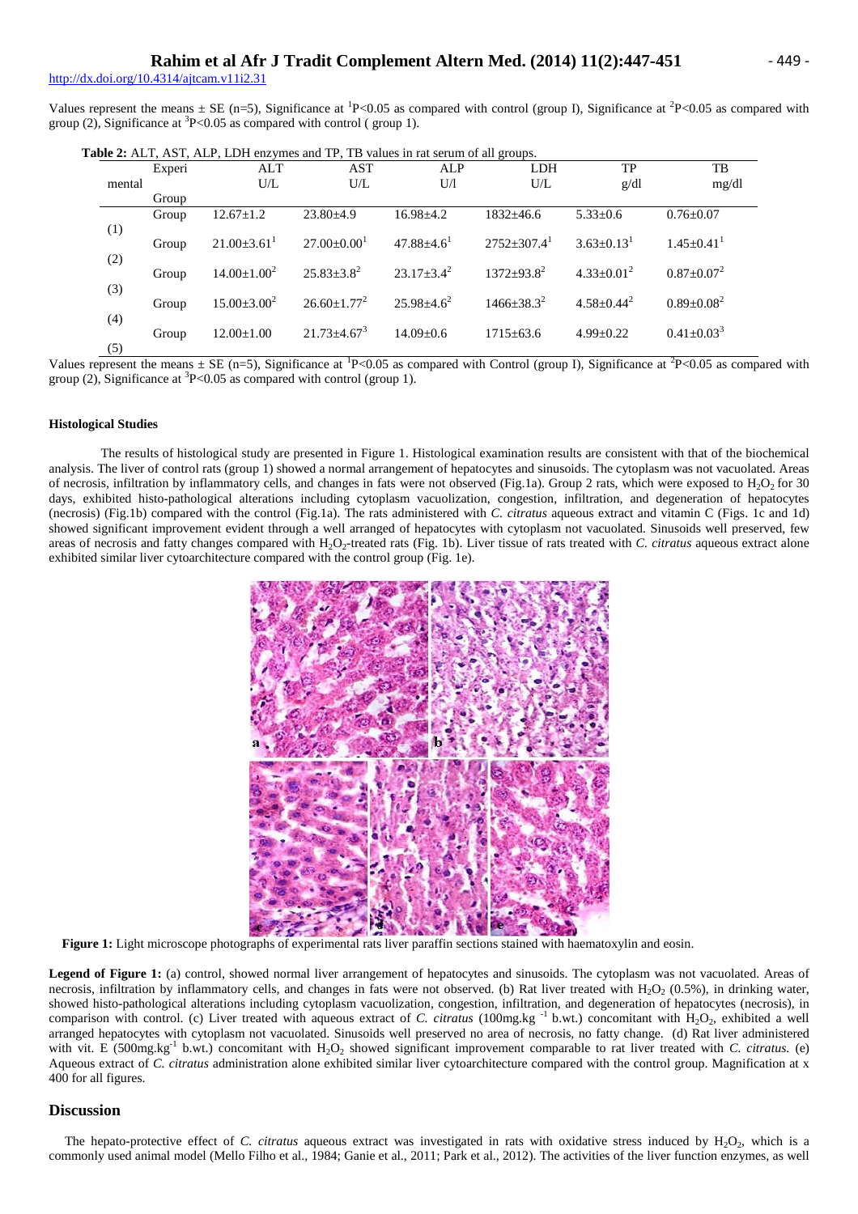Values represent the means ± SE (n=5), Significance at [1]P<0.05 as compared with control (group I), Significance at [2]P<0.05 as compared with group (2), Significance at [3]P<0.05 as compared with control ( group 1).

**Table 2:** ALT, AST, ALP, LDH enzymes and TP, TB values in rat serum of all groups.

| Experimental Group | ALT U/L | AST U/L | ALP U/l | LDH U/L | TP g/dl | TB mg/dl |
|---|---|---|---|---|---|---|
| Group (1) | 12.67±1.2 | 23.80±4.9 | 16.98±4.2 | 1832±46.6 | 5.33±0.6 | 0.76±0.07 |
| Group (2) | 21.00±3.61[1] | 27.00±0.00[1] | 47.88±4.6[1] | 2752±307.4[1] | 3.63±0.13[1] | 1.45±0.41[1] |
| Group (3) | 14.00±1.00[2] | 25.83±3.8[2] | 23.17±3.4[2] | 1372±93.8[2] | 4.33±0.01[2] | 0.87±0.07[2] |
| Group (4) | 15.00±3.00[2] | 26.60±1.77[2] | 25.98±4.6[2] | 1466±38.3[2] | 4.58±0.44[2] | 0.89±0.08[2] |
| Group (5) | 12.00±1.00 | 21.73±4.67[3] | 14.09±0.6 | 1715±63.6 | 4.99±0.22 | 0.41±0.03[3] |

Values represent the means ± SE (n=5), Significance at [1]P<0.05 as compared with Control (group I), Significance at [2]P<0.05 as compared with group (2), Significance at [3]P<0.05 as compared with control (group 1).

#### Histological Studies

The results of histological study are presented in Figure 1. Histological examination results are consistent with that of the biochemical analysis. The liver of control rats (group 1) showed a normal arrangement of hepatocytes and sinusoids. The cytoplasm was not vacuolated. Areas of necrosis, infiltration by inflammatory cells, and changes in fats were not observed (Fig.1a). Group 2 rats, which were exposed to $H_2O_2$ for 30 days, exhibited histo-pathological alterations including cytoplasm vacuolization, congestion, infiltration, and degeneration of hepatocytes (necrosis) (Fig.1b) compared with the control (Fig.1a). The rats administered with *C. citratus* aqueous extract and vitamin C (Figs. 1c and 1d) showed significant improvement evident through a well arranged of hepatocytes with cytoplasm not vacuolated. Sinusoids well preserved, few areas of necrosis and fatty changes compared with $H_2O_2$-treated rats (Fig. 1b). Liver tissue of rats treated with *C. citratus* aqueous extract alone exhibited similar liver cytoarchitecture compared with the control group (Fig. 1e).

**Figure 1:** Light microscope photographs of experimental rats liver paraffin sections stained with haematoxylin and eosin.

**Legend of Figure 1:** (a) control, showed normal liver arrangement of hepatocytes and sinusoids. The cytoplasm was not vacuolated. Areas of necrosis, infiltration by inflammatory cells, and changes in fats were not observed. (b) Rat liver treated with $H_2O_2$ (0.5%), in drinking water, showed histo-pathological alterations including cytoplasm vacuolization, congestion, infiltration, and degeneration of hepatocytes (necrosis), in comparison with control. (c) Liver treated with aqueous extract of *C. citratus* (100mg.kg $^{-1}$ b.wt.) concomitant with $H_2O_2$, exhibited a well arranged hepatocytes with cytoplasm not vacuolated. Sinusoids well preserved no area of necrosis, no fatty change. (d) Rat liver administered with vit. E (500mg.kg$^{-1}$ b.wt.) concomitant with $H_2O_2$ showed significant improvement comparable to rat liver treated with *C. citratus.* (e) Aqueous extract of *C. citratus* administration alone exhibited similar liver cytoarchitecture compared with the control group. Magnification at x 400 for all figures.

## Discussion

The hepato-protective effect of *C. citratus* aqueous extract was investigated in rats with oxidative stress induced by $H_2O_2$, which is a commonly used animal model (Mello Filho et al., 1984; Ganie et al., 2011; Park et al., 2012). The activities of the liver function enzymes, as well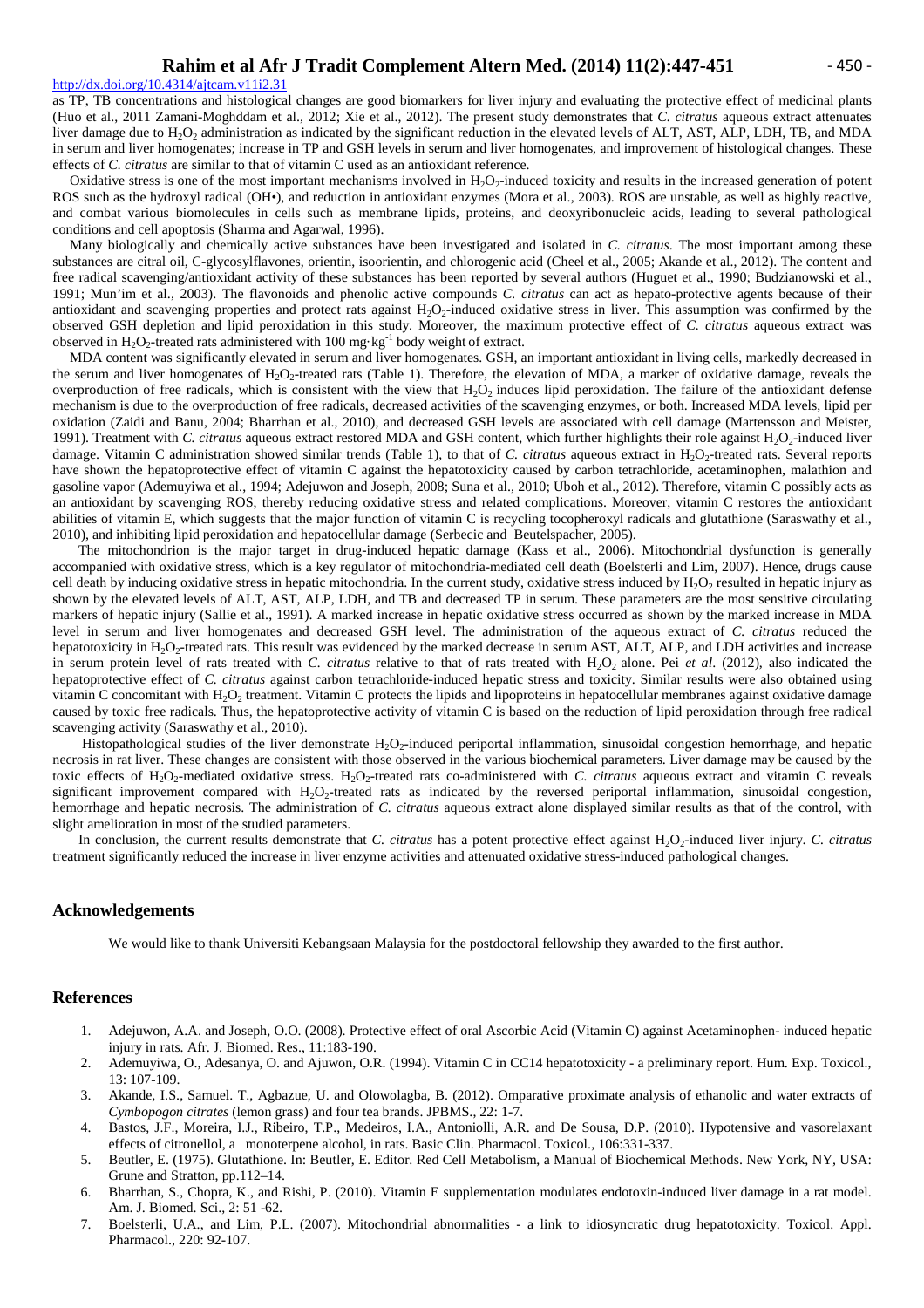as TP, TB concentrations and histological changes are good biomarkers for liver injury and evaluating the protective effect of medicinal plants (Huo et al., 2011 Zamani-Moghddam et al., 2012; Xie et al., 2012). The present study demonstrates that *C. citratus* aqueous extract attenuates liver damage due to $H_2O_2$ administration as indicated by the significant reduction in the elevated levels of ALT, AST, ALP, LDH, TB, and MDA in serum and liver homogenates; increase in TP and GSH levels in serum and liver homogenates, and improvement of histological changes. These effects of *C. citratus* are similar to that of vitamin C used as an antioxidant reference.

Oxidative stress is one of the most important mechanisms involved in $H_2O_2$-induced toxicity and results in the increased generation of potent ROS such as the hydroxyl radical (OH•), and reduction in antioxidant enzymes (Mora et al., 2003). ROS are unstable, as well as highly reactive, and combat various biomolecules in cells such as membrane lipids, proteins, and deoxyribonucleic acids, leading to several pathological conditions and cell apoptosis (Sharma and Agarwal, 1996).

Many biologically and chemically active substances have been investigated and isolated in *C. citratus*. The most important among these substances are citral oil, C-glycosylflavones, orientin, isoorientin, and chlorogenic acid (Cheel et al., 2005; Akande et al., 2012). The content and free radical scavenging/antioxidant activity of these substances has been reported by several authors (Huguet et al., 1990; Budzianowski et al., 1991; Mun'im et al., 2003). The flavonoids and phenolic active compounds *C. citratus* can act as hepato-protective agents because of their antioxidant and scavenging properties and protect rats against $H_2O_2$-induced oxidative stress in liver. This assumption was confirmed by the observed GSH depletion and lipid peroxidation in this study. Moreover, the maximum protective effect of *C. citratus* aqueous extract was observed in $H_2O_2$-treated rats administered with 100 $mg \cdot kg^{-1}$ body weight of extract.

MDA content was significantly elevated in serum and liver homogenates. GSH, an important antioxidant in living cells, markedly decreased in the serum and liver homogenates of $H_2O_2$-treated rats (Table 1). Therefore, the elevation of MDA, a marker of oxidative damage, reveals the overproduction of free radicals, which is consistent with the view that $H_2O_2$ induces lipid peroxidation. The failure of the antioxidant defense mechanism is due to the overproduction of free radicals, decreased activities of the scavenging enzymes, or both. Increased MDA levels, lipid per oxidation (Zaidi and Banu, 2004; Bharrhan et al., 2010), and decreased GSH levels are associated with cell damage (Martensson and Meister, 1991). Treatment with *C. citratus* aqueous extract restored MDA and GSH content, which further highlights their role against $H_2O_2$-induced liver damage. Vitamin C administration showed similar trends (Table 1), to that of *C. citratus* aqueous extract in $H_2O_2$-treated rats. Several reports have shown the hepatoprotective effect of vitamin C against the hepatotoxicity caused by carbon tetrachloride, acetaminophen, malathion and gasoline vapor (Ademuyiwa et al., 1994; Adejuwon and Joseph, 2008; Suna et al., 2010; Uboh et al., 2012). Therefore, vitamin C possibly acts as an antioxidant by scavenging ROS, thereby reducing oxidative stress and related complications. Moreover, vitamin C restores the antioxidant abilities of vitamin E, which suggests that the major function of vitamin C is recycling tocopheroxyl radicals and glutathione (Saraswathy et al., 2010), and inhibiting lipid peroxidation and hepatocellular damage (Serbecic and Beutelspacher, 2005).

The mitochondrion is the major target in drug-induced hepatic damage (Kass et al., 2006). Mitochondrial dysfunction is generally accompanied with oxidative stress, which is a key regulator of mitochondria-mediated cell death (Boelsterli and Lim, 2007). Hence, drugs cause cell death by inducing oxidative stress in hepatic mitochondria. In the current study, oxidative stress induced by $H_2O_2$ resulted in hepatic injury as shown by the elevated levels of ALT, AST, ALP, LDH, and TB and decreased TP in serum. These parameters are the most sensitive circulating markers of hepatic injury (Sallie et al., 1991). A marked increase in hepatic oxidative stress occurred as shown by the marked increase in MDA level in serum and liver homogenates and decreased GSH level. The administration of the aqueous extract of *C. citratus* reduced the hepatotoxicity in $H_2O_2$-treated rats. This result was evidenced by the marked decrease in serum AST, ALT, ALP, and LDH activities and increase in serum protein level of rats treated with *C. citratus* relative to that of rats treated with $H_2O_2$ alone. Pei *et al*. (2012), also indicated the hepatoprotective effect of *C. citratus* against carbon tetrachloride-induced hepatic stress and toxicity. Similar results were also obtained using vitamin C concomitant with $H_2O_2$ treatment. Vitamin C protects the lipids and lipoproteins in hepatocellular membranes against oxidative damage caused by toxic free radicals. Thus, the hepatoprotective activity of vitamin C is based on the reduction of lipid peroxidation through free radical scavenging activity (Saraswathy et al., 2010).

Histopathological studies of the liver demonstrate $H_2O_2$-induced periportal inflammation, sinusoidal congestion hemorrhage, and hepatic necrosis in rat liver. These changes are consistent with those observed in the various biochemical parameters. Liver damage may be caused by the toxic effects of $H_2O_2$-mediated oxidative stress. $H_2O_2$-treated rats co-administered with *C. citratus* aqueous extract and vitamin C reveals significant improvement compared with $H_2O_2$-treated rats as indicated by the reversed periportal inflammation, sinusoidal congestion, hemorrhage and hepatic necrosis. The administration of *C. citratus* aqueous extract alone displayed similar results as that of the control, with slight amelioration in most of the studied parameters.

In conclusion, the current results demonstrate that *C. citratus* has a potent protective effect against $H_2O_2$-induced liver injury. *C. citratus* treatment significantly reduced the increase in liver enzyme activities and attenuated oxidative stress-induced pathological changes.

## Acknowledgements

We would like to thank Universiti Kebangsaan Malaysia for the postdoctoral fellowship they awarded to the first author.

## References

1. Adejuwon, A.A. and Joseph, O.O. (2008). Protective effect of oral Ascorbic Acid (Vitamin C) against Acetaminophen- induced hepatic injury in rats. Afr. J. Biomed. Res., 11:183-190.
2. Ademuyiwa, O., Adesanya, O. and Ajuwon, O.R. (1994). Vitamin C in CC14 hepatotoxicity - a preliminary report. Hum. Exp. Toxicol., 13: 107-109.
3. Akande, I.S., Samuel. T., Agbazue, U. and Olowolagba, B. (2012). Omparative proximate analysis of ethanolic and water extracts of *Cymbopogon citrates* (lemon grass) and four tea brands. JPBMS., 22: 1-7.
4. Bastos, J.F., Moreira, I.J., Ribeiro, T.P., Medeiros, I.A., Antoniolli, A.R. and De Sousa, D.P. (2010). Hypotensive and vasorelaxant effects of citronellol, a monoterpene alcohol, in rats. Basic Clin. Pharmacol. Toxicol., 106:331-337.
5. Beutler, E. (1975). Glutathione. In: Beutler, E. Editor. Red Cell Metabolism, a Manual of Biochemical Methods. New York, NY, USA: Grune and Stratton, pp.112–14.
6. Bharrhan, S., Chopra, K., and Rishi, P. (2010). Vitamin E supplementation modulates endotoxin-induced liver damage in a rat model. Am. J. Biomed. Sci., 2: 51 -62.
7. Boelsterli, U.A., and Lim, P.L. (2007). Mitochondrial abnormalities - a link to idiosyncratic drug hepatotoxicity. Toxicol. Appl. Pharmacol., 220: 92-107.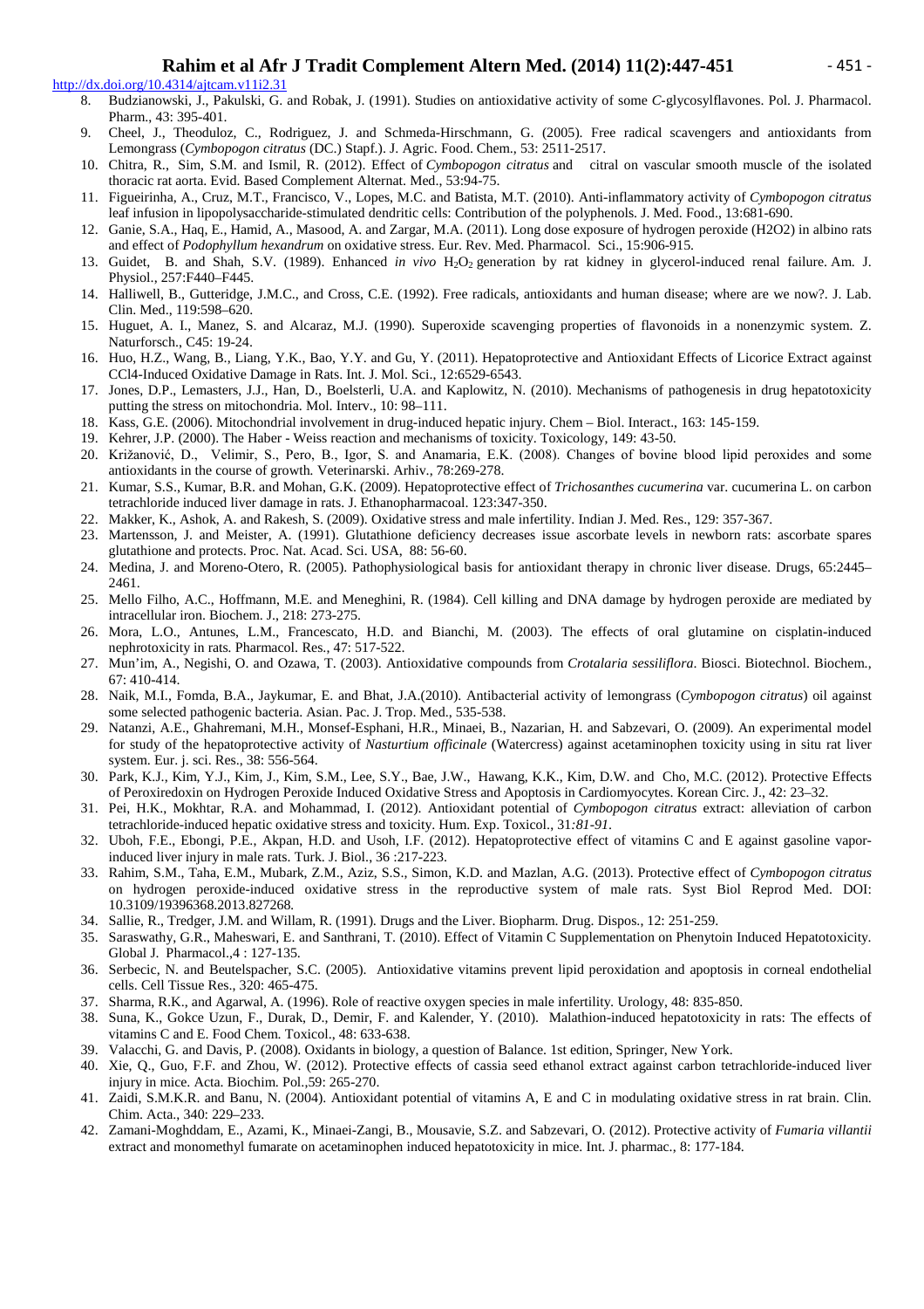8. Budzianowski, J., Pakulski, G. and Robak, J. (1991). Studies on antioxidative activity of some *C*-glycosylflavones. Pol. J. Pharmacol. Pharm., 43: 395-401.
9. Cheel, J., Theoduloz, C., Rodriguez, J. and Schmeda-Hirschmann, G. (2005). Free radical scavengers and antioxidants from Lemongrass (*Cymbopogon citratus* (DC.) Stapf.). J. Agric. Food. Chem., 53: 2511-2517.
10. Chitra, R., Sim, S.M. and Ismil, R. (2012). Effect of *Cymbopogon citratus* and citral on vascular smooth muscle of the isolated thoracic rat aorta. Evid. Based Complement Alternat. Med., 53:94-75.
11. Figueirinha, A., Cruz, M.T., Francisco, V., Lopes, M.C. and Batista, M.T. (2010). Anti-inflammatory activity of *Cymbopogon citratus* leaf infusion in lipopolysaccharide-stimulated dendritic cells: Contribution of the polyphenols. J. Med. Food., 13:681-690.
12. Ganie, S.A., Haq, E., Hamid, A., Masood, A. and Zargar, M.A. (2011). Long dose exposure of hydrogen peroxide (H2O2) in albino rats and effect of *Podophyllum hexandrum* on oxidative stress. Eur. Rev. Med. Pharmacol. Sci., 15:906-915.
13. Guidet, B. and Shah, S.V. (1989). Enhanced *in vivo* $H_2O_2$ generation by rat kidney in glycerol-induced renal failure. Am. J. Physiol., 257:F440–F445.
14. Halliwell, B., Gutteridge, J.M.C., and Cross, C.E. (1992). Free radicals, antioxidants and human disease; where are we now?. J. Lab. Clin. Med., 119:598–620.
15. Huguet, A. I., Manez, S. and Alcaraz, M.J. (1990). Superoxide scavenging properties of flavonoids in a nonenzymic system. Z. Naturforsch., C45: 19-24.
16. Huo, H.Z., Wang, B., Liang, Y.K., Bao, Y.Y. and Gu, Y. (2011). Hepatoprotective and Antioxidant Effects of Licorice Extract against CCl4-Induced Oxidative Damage in Rats. Int. J. Mol. Sci., 12:6529-6543.
17. Jones, D.P., Lemasters, J.J., Han, D., Boelsterli, U.A. and Kaplowitz, N. (2010). Mechanisms of pathogenesis in drug hepatotoxicity putting the stress on mitochondria. Mol. Interv., 10: 98–111.
18. Kass, G.E. (2006). Mitochondrial involvement in drug-induced hepatic injury. Chem – Biol. Interact., 163: 145-159.
19. Kehrer, J.P. (2000). The Haber - Weiss reaction and mechanisms of toxicity. Toxicology, 149: 43-50.
20. Križanović, D., Velimir, S., Pero, B., Igor, S. and Anamaria, E.K. (2008). Changes of bovine blood lipid peroxides and some antioxidants in the course of growth. Veterinarski. Arhiv., 78:269-278.
21. Kumar, S.S., Kumar, B.R. and Mohan, G.K. (2009). Hepatoprotective effect of *Trichosanthes cucumerina* var. cucumerina L. on carbon tetrachloride induced liver damage in rats. J. Ethanopharmacoal. 123:347-350.
22. Makker, K., Ashok, A. and Rakesh, S. (2009). Oxidative stress and male infertility. Indian J. Med. Res., 129: 357-367.
23. Martensson, J. and Meister, A. (1991). Glutathione deficiency decreases issue ascorbate levels in newborn rats: ascorbate spares glutathione and protects. Proc. Nat. Acad. Sci. USA, 88: 56-60.
24. Medina, J. and Moreno-Otero, R. (2005). Pathophysiological basis for antioxidant therapy in chronic liver disease. Drugs, 65:2445–2461.
25. Mello Filho, A.C., Hoffmann, M.E. and Meneghini, R. (1984). Cell killing and DNA damage by hydrogen peroxide are mediated by intracellular iron. Biochem. J., 218: 273-275.
26. Mora, L.O., Antunes, L.M., Francescato, H.D. and Bianchi, M. (2003). The effects of oral glutamine on cisplatin-induced nephrotoxicity in rats. Pharmacol. Res., 47: 517-522.
27. Mun'im, A., Negishi, O. and Ozawa, T. (2003). Antioxidative compounds from *Crotalaria sessiliflora*. Biosci. Biotechnol. Biochem., 67: 410-414.
28. Naik, M.I., Fomda, B.A., Jaykumar, E. and Bhat, J.A.(2010). Antibacterial activity of lemongrass (*Cymbopogon citratus*) oil against some selected pathogenic bacteria. Asian. Pac. J. Trop. Med., 535-538.
29. Natanzi, A.E., Ghahremani, M.H., Monsef-Esphani, H.R., Minaei, B., Nazarian, H. and Sabzevari, O. (2009). An experimental model for study of the hepatoprotective activity of *Nasturtium officinale* (Watercress) against acetaminophen toxicity using in situ rat liver system. Eur. j. sci. Res., 38: 556-564.
30. Park, K.J., Kim, Y.J., Kim, J., Kim, S.M., Lee, S.Y., Bae, J.W., Hawang, K.K., Kim, D.W. and Cho, M.C. (2012). Protective Effects of Peroxiredoxin on Hydrogen Peroxide Induced Oxidative Stress and Apoptosis in Cardiomyocytes. Korean Circ. J., 42: 23–32.
31. Pei, H.K., Mokhtar, R.A. and Mohammad, I. (2012). Antioxidant potential of *Cymbopogon citratus* extract: alleviation of carbon tetrachloride-induced hepatic oxidative stress and toxicity. Hum. Exp. Toxicol., 31*:81-91*.
32. Uboh, F.E., Ebongi, P.E., Akpan, H.D. and Usoh, I.F. (2012). Hepatoprotective effect of vitamins C and E against gasoline vapor-induced liver injury in male rats. Turk. J. Biol., 36 :217-223.
33. Rahim, S.M., Taha, E.M., Mubark, Z.M., Aziz, S.S., Simon, K.D. and Mazlan, A.G. (2013). Protective effect of *Cymbopogon citratus* on hydrogen peroxide-induced oxidative stress in the reproductive system of male rats. Syst Biol Reprod Med. DOI: 10.3109/19396368.2013.827268.
34. Sallie, R., Tredger, J.M. and Willam, R. (1991). Drugs and the Liver. Biopharm. Drug. Dispos., 12: 251-259.
35. Saraswathy, G.R., Maheswari, E. and Santhrani, T. (2010). Effect of Vitamin C Supplementation on Phenytoin Induced Hepatotoxicity. Global J. Pharmacol.,4 : 127-135.
36. Serbecic, N. and Beutelspacher, S.C. (2005). Antioxidative vitamins prevent lipid peroxidation and apoptosis in corneal endothelial cells. Cell Tissue Res., 320: 465-475.
37. Sharma, R.K., and Agarwal, A. (1996). Role of reactive oxygen species in male infertility. Urology, 48: 835-850.
38. Suna, K., Gokce Uzun, F., Durak, D., Demir, F. and Kalender, Y. (2010). Malathion-induced hepatotoxicity in rats: The effects of vitamins C and E. Food Chem. Toxicol., 48: 633-638.
39. Valacchi, G. and Davis, P. (2008). Oxidants in biology, a question of Balance. 1st edition, Springer, New York.
40. Xie, Q., Guo, F.F. and Zhou, W. (2012). Protective effects of cassia seed ethanol extract against carbon tetrachloride-induced liver injury in mice. Acta. Biochim. Pol.,59: 265-270.
41. Zaidi, S.M.K.R. and Banu, N. (2004). Antioxidant potential of vitamins A, E and C in modulating oxidative stress in rat brain. Clin. Chim. Acta., 340: 229–233.
42. Zamani-Moghddam, E., Azami, K., Minaei-Zangi, B., Mousavie, S.Z. and Sabzevari, O. (2012). Protective activity of *Fumaria villantii* extract and monomethyl fumarate on acetaminophen induced hepatotoxicity in mice. Int. J. pharmac., 8: 177-184.